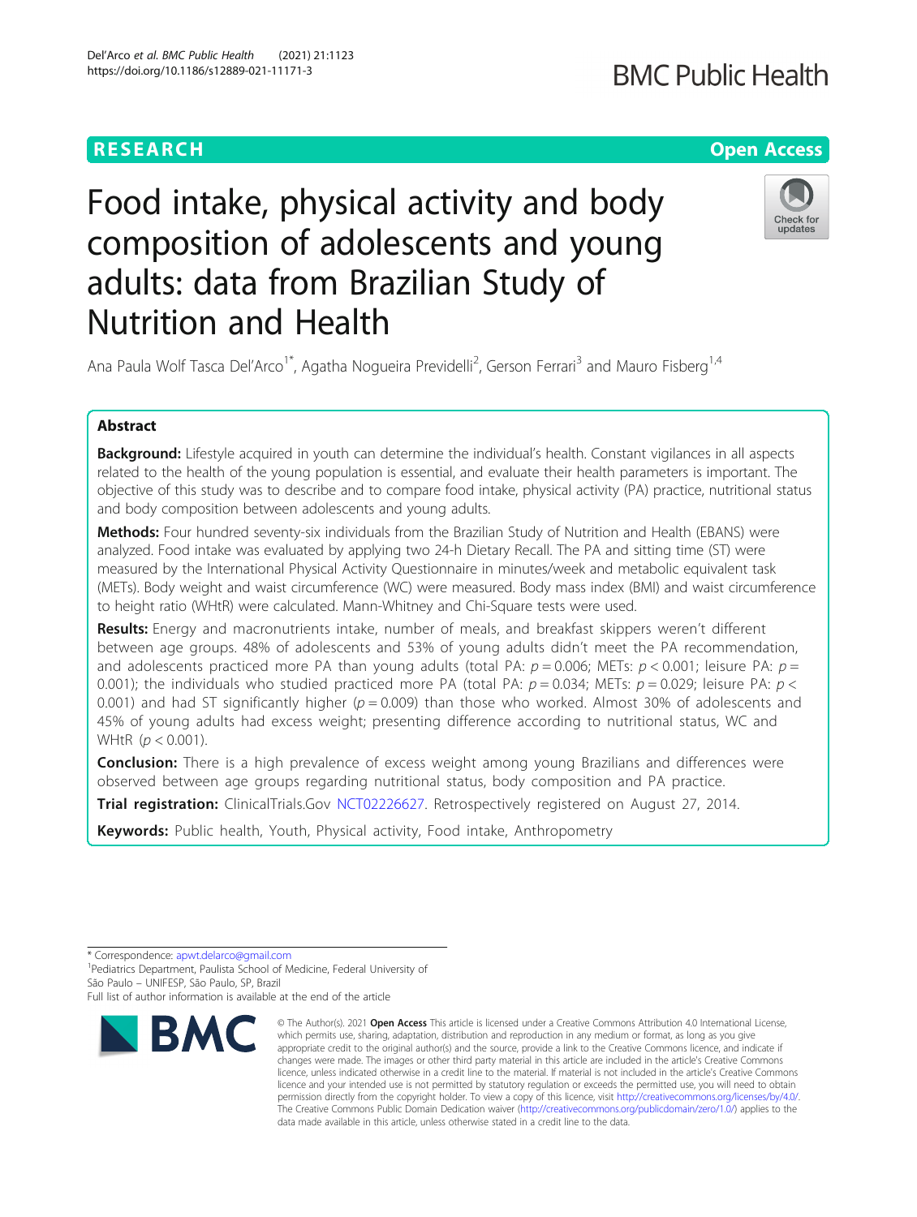RESEARCH

Open Access

# Food intake, physical activity and body composition of adolescents and young adults: data from Brazilian Study of Nutrition and Health

Ana Paula Wolf Tasca Del'Arco[1*], Agatha Nogueira Previdelli[2], Gerson Ferrari[3] and Mauro Fisberg[1,4]

## Abstract

**Background:** Lifestyle acquired in youth can determine the individual's health. Constant vigilances in all aspects related to the health of the young population is essential, and evaluate their health parameters is important. The objective of this study was to describe and to compare food intake, physical activity (PA) practice, nutritional status and body composition between adolescents and young adults.

**Methods:** Four hundred seventy-six individuals from the Brazilian Study of Nutrition and Health (EBANS) were analyzed. Food intake was evaluated by applying two 24-h Dietary Recall. The PA and sitting time (ST) were measured by the International Physical Activity Questionnaire in minutes/week and metabolic equivalent task (METs). Body weight and waist circumference (WC) were measured. Body mass index (BMI) and waist circumference to height ratio (WHtR) were calculated. Mann-Whitney and Chi-Square tests were used.

**Results:** Energy and macronutrients intake, number of meals, and breakfast skippers weren't different between age groups. 48% of adolescents and 53% of young adults didn't meet the PA recommendation, and adolescents practiced more PA than young adults (total PA: $p = 0.006$; METs: $p < 0.001$; leisure PA: $p = 0.001$); the individuals who studied practiced more PA (total PA: $p = 0.034$; METs: $p = 0.029$; leisure PA: $p < 0.001$) and had ST significantly higher ($p = 0.009$) than those who worked. Almost 30% of adolescents and 45% of young adults had excess weight; presenting difference according to nutritional status, WC and WHtR ($p < 0.001$).

**Conclusion:** There is a high prevalence of excess weight among young Brazilians and differences were observed between age groups regarding nutritional status, body composition and PA practice.

**Trial registration:** ClinicalTrials.Gov NCT02226627. Retrospectively registered on August 27, 2014.

**Keywords:** Public health, Youth, Physical activity, Food intake, Anthropometry

---

* Correspondence: apwt.delarco@gmail.com
[1]Pediatrics Department, Paulista School of Medicine, Federal University of São Paulo – UNIFESP, São Paulo, SP, Brazil
Full list of author information is available at the end of the article

© The Author(s). 2021 **Open Access** This article is licensed under a Creative Commons Attribution 4.0 International License, which permits use, sharing, adaptation, distribution and reproduction in any medium or format, as long as you give appropriate credit to the original author(s) and the source, provide a link to the Creative Commons licence, and indicate if changes were made. The images or other third party material in this article are included in the article's Creative Commons licence, unless indicated otherwise in a credit line to the material. If material is not included in the article's Creative Commons licence and your intended use is not permitted by statutory regulation or exceeds the permitted use, you will need to obtain permission directly from the copyright holder. To view a copy of this licence, visit http://creativecommons.org/licenses/by/4.0/. The Creative Commons Public Domain Dedication waiver (http://creativecommons.org/publicdomain/zero/1.0/) applies to the data made available in this article, unless otherwise stated in a credit line to the data.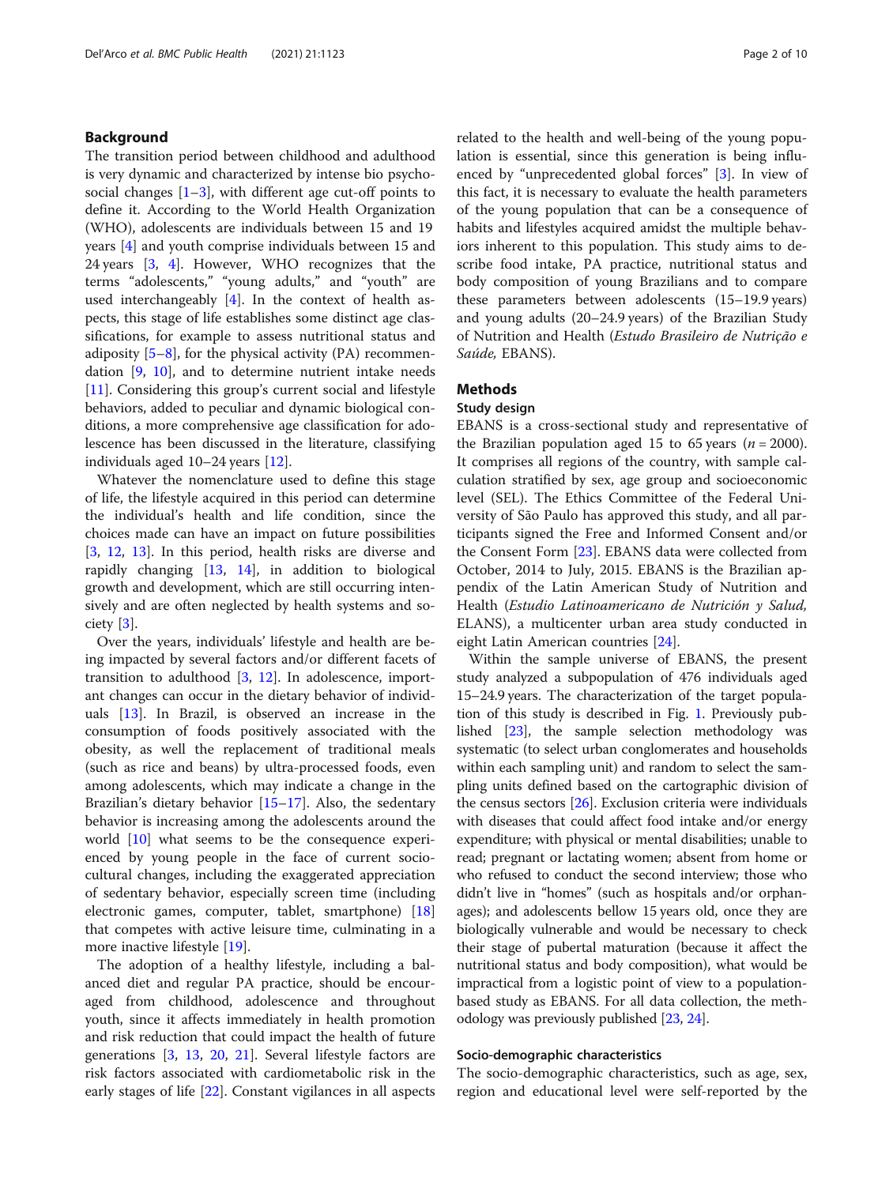## Background

The transition period between childhood and adulthood is very dynamic and characterized by intense bio psychosocial changes [1–3], with different age cut-off points to define it. According to the World Health Organization (WHO), adolescents are individuals between 15 and 19 years [4] and youth comprise individuals between 15 and 24 years [3, 4]. However, WHO recognizes that the terms "adolescents," "young adults," and "youth" are used interchangeably [4]. In the context of health aspects, this stage of life establishes some distinct age classifications, for example to assess nutritional status and adiposity [5–8], for the physical activity (PA) recommendation [9, 10], and to determine nutrient intake needs [11]. Considering this group's current social and lifestyle behaviors, added to peculiar and dynamic biological conditions, a more comprehensive age classification for adolescence has been discussed in the literature, classifying individuals aged 10–24 years [12].

Whatever the nomenclature used to define this stage of life, the lifestyle acquired in this period can determine the individual's health and life condition, since the choices made can have an impact on future possibilities [3, 12, 13]. In this period, health risks are diverse and rapidly changing [13, 14], in addition to biological growth and development, which are still occurring intensively and are often neglected by health systems and society [3].

Over the years, individuals' lifestyle and health are being impacted by several factors and/or different facets of transition to adulthood [3, 12]. In adolescence, important changes can occur in the dietary behavior of individuals [13]. In Brazil, is observed an increase in the consumption of foods positively associated with the obesity, as well the replacement of traditional meals (such as rice and beans) by ultra-processed foods, even among adolescents, which may indicate a change in the Brazilian's dietary behavior [15–17]. Also, the sedentary behavior is increasing among the adolescents around the world [10] what seems to be the consequence experienced by young people in the face of current sociocultural changes, including the exaggerated appreciation of sedentary behavior, especially screen time (including electronic games, computer, tablet, smartphone) [18] that competes with active leisure time, culminating in a more inactive lifestyle [19].

The adoption of a healthy lifestyle, including a balanced diet and regular PA practice, should be encouraged from childhood, adolescence and throughout youth, since it affects immediately in health promotion and risk reduction that could impact the health of future generations [3, 13, 20, 21]. Several lifestyle factors are risk factors associated with cardiometabolic risk in the early stages of life [22]. Constant vigilances in all aspects related to the health and well-being of the young population is essential, since this generation is being influenced by "unprecedented global forces" [3]. In view of this fact, it is necessary to evaluate the health parameters of the young population that can be a consequence of habits and lifestyles acquired amidst the multiple behaviors inherent to this population. This study aims to describe food intake, PA practice, nutritional status and body composition of young Brazilians and to compare these parameters between adolescents (15–19.9 years) and young adults (20–24.9 years) of the Brazilian Study of Nutrition and Health (*Estudo Brasileiro de Nutrição e Saúde*, EBANS).

## Methods

### Study design

EBANS is a cross-sectional study and representative of the Brazilian population aged 15 to 65 years ($n = 2000$). It comprises all regions of the country, with sample calculation stratified by sex, age group and socioeconomic level (SEL). The Ethics Committee of the Federal University of São Paulo has approved this study, and all participants signed the Free and Informed Consent and/or the Consent Form [23]. EBANS data were collected from October, 2014 to July, 2015. EBANS is the Brazilian appendix of the Latin American Study of Nutrition and Health (*Estudio Latinoamericano de Nutrición y Salud*, ELANS), a multicenter urban area study conducted in eight Latin American countries [24].

Within the sample universe of EBANS, the present study analyzed a subpopulation of 476 individuals aged 15–24.9 years. The characterization of the target population of this study is described in Fig. 1. Previously published [23], the sample selection methodology was systematic (to select urban conglomerates and households within each sampling unit) and random to select the sampling units defined based on the cartographic division of the census sectors [26]. Exclusion criteria were individuals with diseases that could affect food intake and/or energy expenditure; with physical or mental disabilities; unable to read; pregnant or lactating women; absent from home or who refused to conduct the second interview; those who didn't live in "homes" (such as hospitals and/or orphanages); and adolescents bellow 15 years old, once they are biologically vulnerable and would be necessary to check their stage of pubertal maturation (because it affect the nutritional status and body composition), what would be impractical from a logistic point of view to a population-based study as EBANS. For all data collection, the methodology was previously published [23, 24].

### Socio-demographic characteristics

The socio-demographic characteristics, such as age, sex, region and educational level were self-reported by the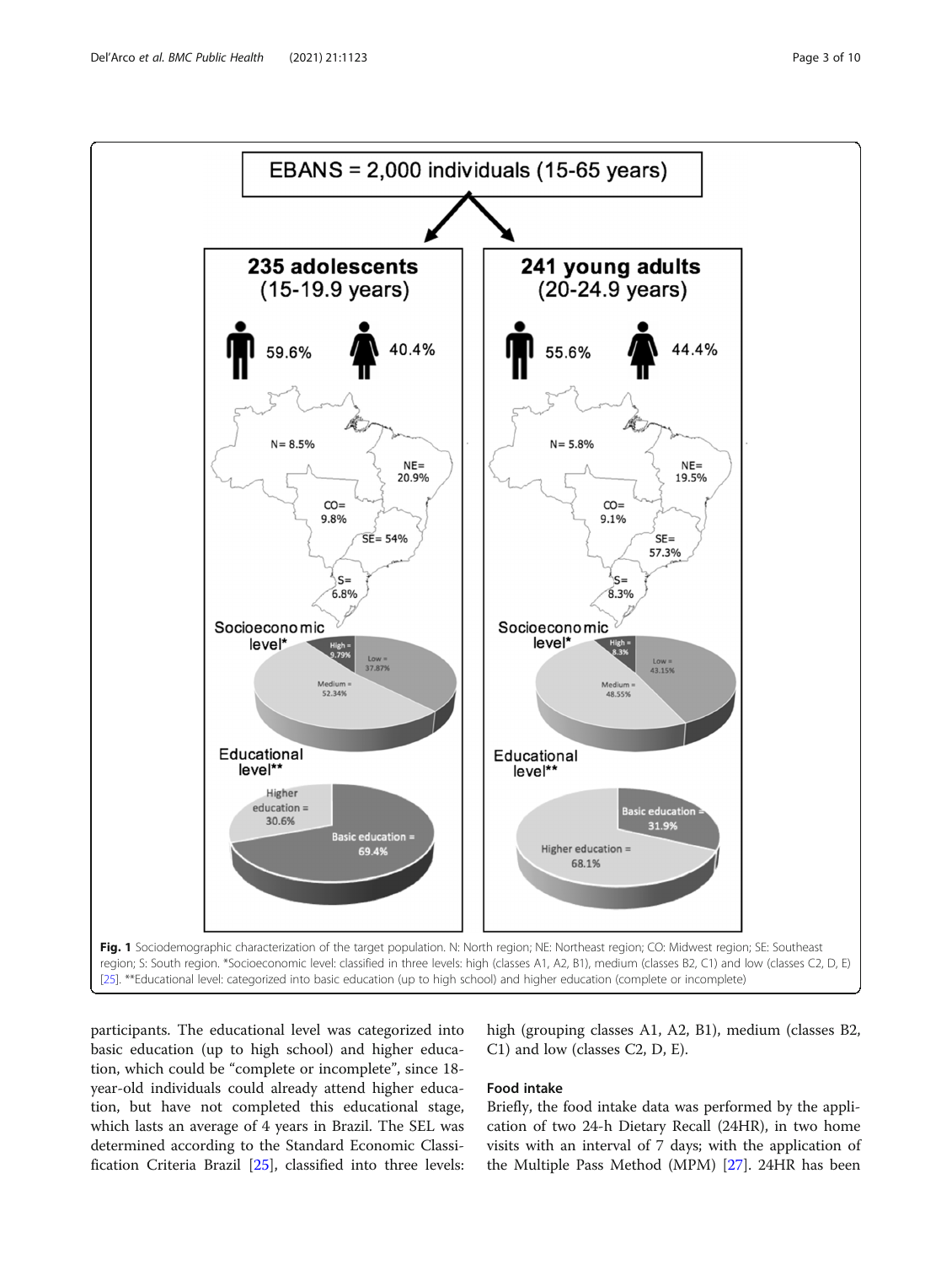**Fig. 1** Sociodemographic characterization of the target population. N: North region; NE: Northeast region; CO: Midwest region; SE: Southeast region; S: South region. *Socioeconomic level: classified in three levels: high (classes A1, A2, B1), medium (classes B2, C1) and low (classes C2, D, E) [25]. **Educational level: categorized into basic education (up to high school) and higher education (complete or incomplete)

participants. The educational level was categorized into basic education (up to high school) and higher education, which could be "complete or incomplete", since 18-year-old individuals could already attend higher education, but have not completed this educational stage, which lasts an average of 4 years in Brazil. The SEL was determined according to the Standard Economic Classification Criteria Brazil [25], classified into three levels: high (grouping classes A1, A2, B1), medium (classes B2, C1) and low (classes C2, D, E).

### Food intake

Briefly, the food intake data was performed by the application of two 24-h Dietary Recall (24HR), in two home visits with an interval of 7 days; with the application of the Multiple Pass Method (MPM) [27]. 24HR has been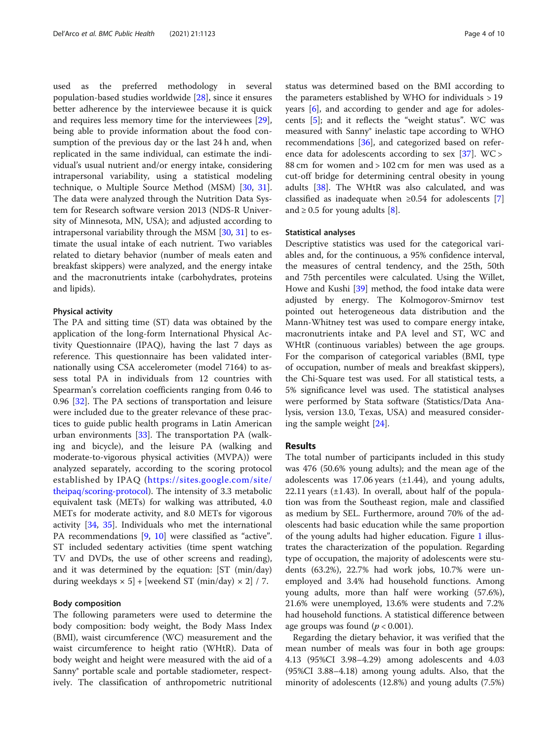used as the preferred methodology in several population-based studies worldwide [28], since it ensures better adherence by the interviewee because it is quick and requires less memory time for the interviewees [29], being able to provide information about the food consumption of the previous day or the last 24 h and, when replicated in the same individual, can estimate the individual's usual nutrient and/or energy intake, considering intrapersonal variability, using a statistical modeling technique, o Multiple Source Method (MSM) [30, 31]. The data were analyzed through the Nutrition Data System for Research software version 2013 (NDS-R University of Minnesota, MN, USA); and adjusted according to intrapersonal variability through the MSM [30, 31] to estimate the usual intake of each nutrient. Two variables related to dietary behavior (number of meals eaten and breakfast skippers) were analyzed, and the energy intake and the macronutrients intake (carbohydrates, proteins and lipids).

### Physical activity

The PA and sitting time (ST) data was obtained by the application of the long-form International Physical Activity Questionnaire (IPAQ), having the last 7 days as reference. This questionnaire has been validated internationally using CSA accelerometer (model 7164) to assess total PA in individuals from 12 countries with Spearman's correlation coefficients ranging from 0.46 to 0.96 [32]. The PA sections of transportation and leisure were included due to the greater relevance of these practices to guide public health programs in Latin American urban environments [33]. The transportation PA (walking and bicycle), and the leisure PA (walking and moderate-to-vigorous physical activities (MVPA)) were analyzed separately, according to the scoring protocol established by IPAQ (https://sites.google.com/site/theipaq/scoring-protocol). The intensity of 3.3 metabolic equivalent task (METs) for walking was attributed, 4.0 METs for moderate activity, and 8.0 METs for vigorous activity [34, 35]. Individuals who met the international PA recommendations [9, 10] were classified as "active". ST included sedentary activities (time spent watching TV and DVDs, the use of other screens and reading), and it was determined by the equation: [ST (min/day) during weekdays × 5] + [weekend ST (min/day) × 2] / 7.

### Body composition

The following parameters were used to determine the body composition: body weight, the Body Mass Index (BMI), waist circumference (WC) measurement and the waist circumference to height ratio (WHtR). Data of body weight and height were measured with the aid of a Sanny® portable scale and portable stadiometer, respectively. The classification of anthropometric nutritional status was determined based on the BMI according to the parameters established by WHO for individuals > 19 years [6], and according to gender and age for adolescents [5]; and it reflects the "weight status". WC was measured with Sanny® inelastic tape according to WHO recommendations [36], and categorized based on reference data for adolescents according to sex [37]. WC > 88 cm for women and > 102 cm for men was used as a cut-off bridge for determining central obesity in young adults [38]. The WHtR was also calculated, and was classified as inadequate when ≥0.54 for adolescents [7] and ≥ 0.5 for young adults [8].

### Statistical analyses

Descriptive statistics was used for the categorical variables and, for the continuous, a 95% confidence interval, the measures of central tendency, and the 25th, 50th and 75th percentiles were calculated. Using the Willet, Howe and Kushi [39] method, the food intake data were adjusted by energy. The Kolmogorov-Smirnov test pointed out heterogeneous data distribution and the Mann-Whitney test was used to compare energy intake, macronutrients intake and PA level and ST, WC and WHtR (continuous variables) between the age groups. For the comparison of categorical variables (BMI, type of occupation, number of meals and breakfast skippers), the Chi-Square test was used. For all statistical tests, a 5% significance level was used. The statistical analyses were performed by Stata software (Statistics/Data Analysis, version 13.0, Texas, USA) and measured considering the sample weight [24].

## Results

The total number of participants included in this study was 476 (50.6% young adults); and the mean age of the adolescents was 17.06 years (±1.44), and young adults, 22.11 years (±1.43). In overall, about half of the population was from the Southeast region, male and classified as medium by SEL. Furthermore, around 70% of the adolescents had basic education while the same proportion of the young adults had higher education. Figure 1 illustrates the characterization of the population. Regarding type of occupation, the majority of adolescents were students (63.2%), 22.7% had work jobs, 10.7% were unemployed and 3.4% had household functions. Among young adults, more than half were working (57.6%), 21.6% were unemployed, 13.6% were students and 7.2% had household functions. A statistical difference between age groups was found ($p < 0.001$).

Regarding the dietary behavior, it was verified that the mean number of meals was four in both age groups: 4.13 (95%CI 3.98–4.29) among adolescents and 4.03 (95%CI 3.88–4.18) among young adults. Also, that the minority of adolescents (12.8%) and young adults (7.5%)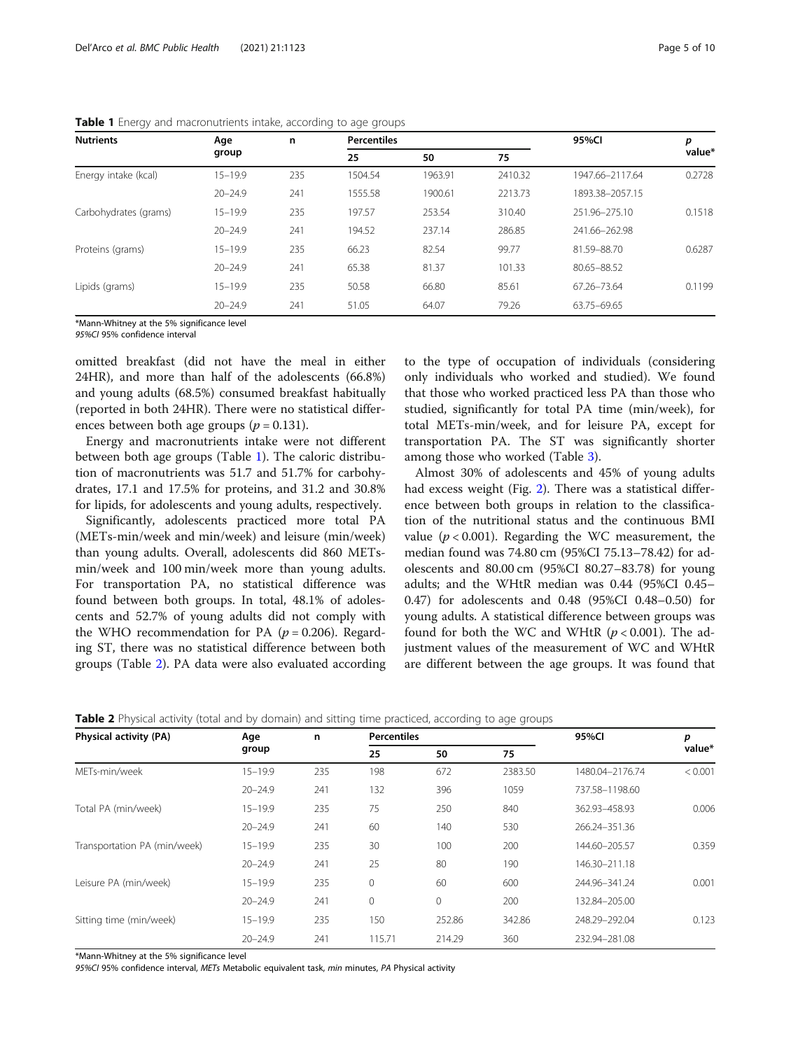**Table 1** Energy and macronutrients intake, according to age groups

| Nutrients | Age group | n | Percentiles | | | 95%CI | p value* |
|---|---|---|---|---|---|---|---|
| | | | 25 | 50 | 75 | | |
| Energy intake (kcal) | 15–19.9 | 235 | 1504.54 | 1963.91 | 2410.32 | 1947.66–2117.64 | 0.2728 |
| | 20–24.9 | 241 | 1555.58 | 1900.61 | 2213.73 | 1893.38–2057.15 | |
| Carbohydrates (grams) | 15–19.9 | 235 | 197.57 | 253.54 | 310.40 | 251.96–275.10 | 0.1518 |
| | 20–24.9 | 241 | 194.52 | 237.14 | 286.85 | 241.66–262.98 | |
| Proteins (grams) | 15–19.9 | 235 | 66.23 | 82.54 | 99.77 | 81.59–88.70 | 0.6287 |
| | 20–24.9 | 241 | 65.38 | 81.37 | 101.33 | 80.65–88.52 | |
| Lipids (grams) | 15–19.9 | 235 | 50.58 | 66.80 | 85.61 | 67.26–73.64 | 0.1199 |
| | 20–24.9 | 241 | 51.05 | 64.07 | 79.26 | 63.75–69.65 | |

*Mann-Whitney at the 5% significance level
*95%CI* 95% confidence interval

omitted breakfast (did not have the meal in either 24HR), and more than half of the adolescents (66.8%) and young adults (68.5%) consumed breakfast habitually (reported in both 24HR). There were no statistical differences between both age groups ($p = 0.131$).

Energy and macronutrients intake were not different between both age groups (Table 1). The caloric distribution of macronutrients was 51.7 and 51.7% for carbohydrates, 17.1 and 17.5% for proteins, and 31.2 and 30.8% for lipids, for adolescents and young adults, respectively.

Significantly, adolescents practiced more total PA (METs-min/week and min/week) and leisure (min/week) than young adults. Overall, adolescents did 860 METs-min/week and 100 min/week more than young adults. For transportation PA, no statistical difference was found between both groups. In total, 48.1% of adolescents and 52.7% of young adults did not comply with the WHO recommendation for PA ($p = 0.206$). Regarding ST, there was no statistical difference between both groups (Table 2). PA data were also evaluated according to the type of occupation of individuals (considering only individuals who worked and studied). We found that those who worked practiced less PA than those who studied, significantly for total PA time (min/week), for total METs-min/week, and for leisure PA, except for transportation PA. The ST was significantly shorter among those who worked (Table 3).

Almost 30% of adolescents and 45% of young adults had excess weight (Fig. 2). There was a statistical difference between both groups in relation to the classification of the nutritional status and the continuous BMI value ($p < 0.001$). Regarding the WC measurement, the median found was 74.80 cm (95%CI 75.13–78.42) for adolescents and 80.00 cm (95%CI 80.27–83.78) for young adults; and the WHtR median was 0.44 (95%CI 0.45–0.47) for adolescents and 0.48 (95%CI 0.48–0.50) for young adults. A statistical difference between groups was found for both the WC and WHtR ($p < 0.001$). The adjustment values of the measurement of WC and WHtR are different between the age groups. It was found that

**Table 2** Physical activity (total and by domain) and sitting time practiced, according to age groups

| Physical activity (PA) | Age group | n | Percentiles | | | 95%CI | p value* |
|---|---|---|---|---|---|---|---|
| | | | 25 | 50 | 75 | | |
| METs-min/week | 15–19.9 | 235 | 198 | 672 | 2383.50 | 1480.04–2176.74 | < 0.001 |
| | 20–24.9 | 241 | 132 | 396 | 1059 | 737.58–1198.60 | |
| Total PA (min/week) | 15–19.9 | 235 | 75 | 250 | 840 | 362.93–458.93 | 0.006 |
| | 20–24.9 | 241 | 60 | 140 | 530 | 266.24–351.36 | |
| Transportation PA (min/week) | 15–19.9 | 235 | 30 | 100 | 200 | 144.60–205.57 | 0.359 |
| | 20–24.9 | 241 | 25 | 80 | 190 | 146.30–211.18 | |
| Leisure PA (min/week) | 15–19.9 | 235 | 0 | 60 | 600 | 244.96–341.24 | 0.001 |
| | 20–24.9 | 241 | 0 | 0 | 200 | 132.84–205.00 | |
| Sitting time (min/week) | 15–19.9 | 235 | 150 | 252.86 | 342.86 | 248.29–292.04 | 0.123 |
| | 20–24.9 | 241 | 115.71 | 214.29 | 360 | 232.94–281.08 | |

*Mann-Whitney at the 5% significance level
*95%CI* 95% confidence interval, *METs* Metabolic equivalent task, *min* minutes, *PA* Physical activity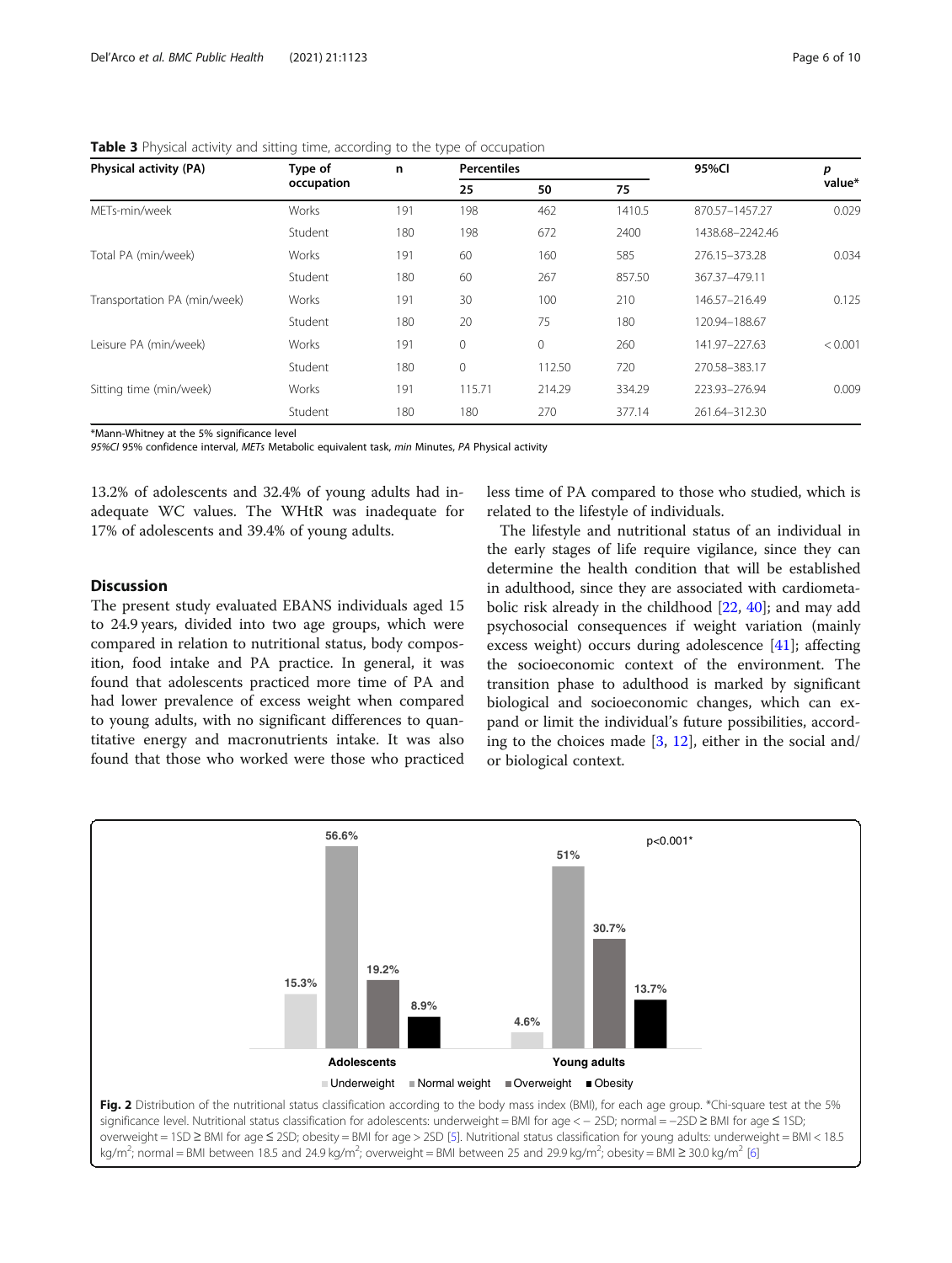**Table 3** Physical activity and sitting time, according to the type of occupation

| Physical activity (PA) | Type of occupation | n | Percentiles | | | 95%CI | p value* |
|---|---|---|---|---|---|---|---|
| | | | 25 | 50 | 75 | | |
| METs-min/week | Works | 191 | 198 | 462 | 1410.5 | 870.57–1457.27 | 0.029 |
| | Student | 180 | 198 | 672 | 2400 | 1438.68–2242.46 | |
| Total PA (min/week) | Works | 191 | 60 | 160 | 585 | 276.15–373.28 | 0.034 |
| | Student | 180 | 60 | 267 | 857.50 | 367.37–479.11 | |
| Transportation PA (min/week) | Works | 191 | 30 | 100 | 210 | 146.57–216.49 | 0.125 |
| | Student | 180 | 20 | 75 | 180 | 120.94–188.67 | |
| Leisure PA (min/week) | Works | 191 | 0 | 0 | 260 | 141.97–227.63 | < 0.001 |
| | Student | 180 | 0 | 112.50 | 720 | 270.58–383.17 | |
| Sitting time (min/week) | Works | 191 | 115.71 | 214.29 | 334.29 | 223.93–276.94 | 0.009 |
| | Student | 180 | 180 | 270 | 377.14 | 261.64–312.30 | |

*Mann-Whitney at the 5% significance level

*95%CI* 95% confidence interval, *METs* Metabolic equivalent task, *min* Minutes, *PA* Physical activity

13.2% of adolescents and 32.4% of young adults had inadequate WC values. The WHtR was inadequate for 17% of adolescents and 39.4% of young adults.

## Discussion

The present study evaluated EBANS individuals aged 15 to 24.9 years, divided into two age groups, which were compared in relation to nutritional status, body composition, food intake and PA practice. In general, it was found that adolescents practiced more time of PA and had lower prevalence of excess weight when compared to young adults, with no significant differences to quantitative energy and macronutrients intake. It was also found that those who worked were those who practiced less time of PA compared to those who studied, which is related to the lifestyle of individuals.

The lifestyle and nutritional status of an individual in the early stages of life require vigilance, since they can determine the health condition that will be established in adulthood, since they are associated with cardiometabolic risk already in the childhood [22, 40]; and may add psychosocial consequences if weight variation (mainly excess weight) occurs during adolescence [41]; affecting the socioeconomic context of the environment. The transition phase to adulthood is marked by significant biological and socioeconomic changes, which can expand or limit the individual's future possibilities, according to the choices made [3, 12], either in the social and/or biological context.

| | Underweight | Normal weight | Overweight | Obesity |
|---|---|---|---|---|
| Adolescents | 15.3% | 56.6% | 19.2% | 8.9% |
| Young adults | 4.6% | 51% | 30.7% | 13.7% |

p<0.001*

**Fig. 2** Distribution of the nutritional status classification according to the body mass index (BMI), for each age group. *Chi-square test at the 5% significance level. Nutritional status classification for adolescents: underweight = BMI for age < − 2SD; normal = −2SD ≥ BMI for age ≤ 1SD; overweight = 1SD ≥ BMI for age ≤ 2SD; obesity = BMI for age > 2SD [5]. Nutritional status classification for young adults: underweight = BMI < 18.5 $kg/m^2$; normal = BMI between 18.5 and 24.9 $kg/m^2$; overweight = BMI between 25 and 29.9 $kg/m^2$; obesity = BMI ≥ 30.0 $kg/m^2$ [6]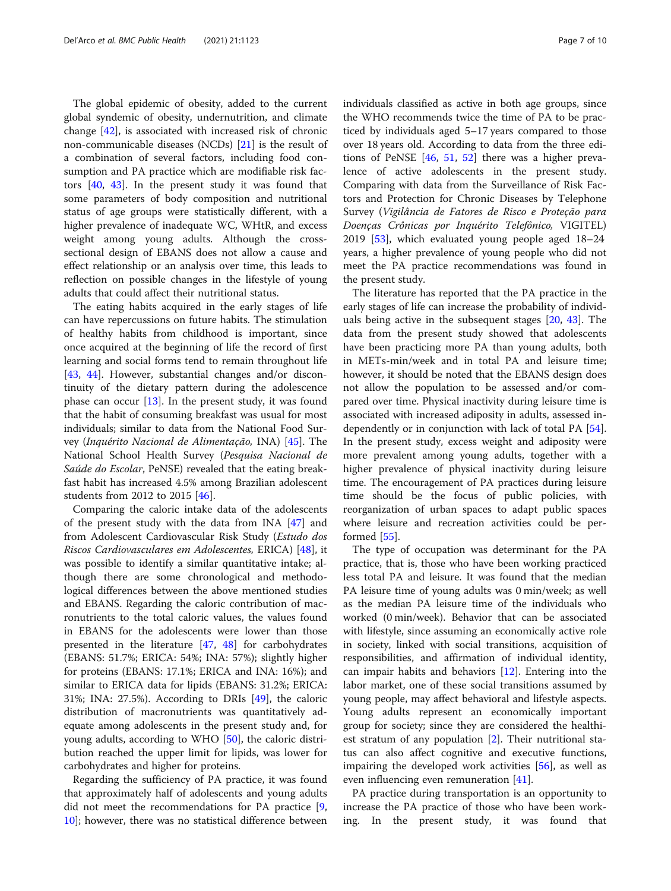The global epidemic of obesity, added to the current global syndemic of obesity, undernutrition, and climate change [42], is associated with increased risk of chronic non-communicable diseases (NCDs) [21] is the result of a combination of several factors, including food consumption and PA practice which are modifiable risk factors [40, 43]. In the present study it was found that some parameters of body composition and nutritional status of age groups were statistically different, with a higher prevalence of inadequate WC, WHtR, and excess weight among young adults. Although the cross-sectional design of EBANS does not allow a cause and effect relationship or an analysis over time, this leads to reflection on possible changes in the lifestyle of young adults that could affect their nutritional status.

The eating habits acquired in the early stages of life can have repercussions on future habits. The stimulation of healthy habits from childhood is important, since once acquired at the beginning of life the record of first learning and social forms tend to remain throughout life [43, 44]. However, substantial changes and/or discontinuity of the dietary pattern during the adolescence phase can occur [13]. In the present study, it was found that the habit of consuming breakfast was usual for most individuals; similar to data from the National Food Survey (*Inquérito Nacional de Alimentação,* INA) [45]. The National School Health Survey (*Pesquisa Nacional de Saúde do Escolar*, PeNSE) revealed that the eating breakfast habit has increased 4.5% among Brazilian adolescent students from 2012 to 2015 [46].

Comparing the caloric intake data of the adolescents of the present study with the data from INA [47] and from Adolescent Cardiovascular Risk Study (*Estudo dos Riscos Cardiovasculares em Adolescentes,* ERICA) [48], it was possible to identify a similar quantitative intake; although there are some chronological and methodological differences between the above mentioned studies and EBANS. Regarding the caloric contribution of macronutrients to the total caloric values, the values found in EBANS for the adolescents were lower than those presented in the literature [47, 48] for carbohydrates (EBANS: 51.7%; ERICA: 54%; INA: 57%); slightly higher for proteins (EBANS: 17.1%; ERICA and INA: 16%); and similar to ERICA data for lipids (EBANS: 31.2%; ERICA: 31%; INA: 27.5%). According to DRIs [49], the caloric distribution of macronutrients was quantitatively adequate among adolescents in the present study and, for young adults, according to WHO [50], the caloric distribution reached the upper limit for lipids, was lower for carbohydrates and higher for proteins.

Regarding the sufficiency of PA practice, it was found that approximately half of adolescents and young adults did not meet the recommendations for PA practice [9, 10]; however, there was no statistical difference between individuals classified as active in both age groups, since the WHO recommends twice the time of PA to be practiced by individuals aged 5–17 years compared to those over 18 years old. According to data from the three editions of PeNSE [46, 51, 52] there was a higher prevalence of active adolescents in the present study. Comparing with data from the Surveillance of Risk Factors and Protection for Chronic Diseases by Telephone Survey (*Vigilância de Fatores de Risco e Proteção para Doenças Crônicas por Inquérito Telefônico,* VIGITEL) 2019 [53], which evaluated young people aged 18–24 years, a higher prevalence of young people who did not meet the PA practice recommendations was found in the present study.

The literature has reported that the PA practice in the early stages of life can increase the probability of individuals being active in the subsequent stages [20, 43]. The data from the present study showed that adolescents have been practicing more PA than young adults, both in METs-min/week and in total PA and leisure time; however, it should be noted that the EBANS design does not allow the population to be assessed and/or compared over time. Physical inactivity during leisure time is associated with increased adiposity in adults, assessed independently or in conjunction with lack of total PA [54]. In the present study, excess weight and adiposity were more prevalent among young adults, together with a higher prevalence of physical inactivity during leisure time. The encouragement of PA practices during leisure time should be the focus of public policies, with reorganization of urban spaces to adapt public spaces where leisure and recreation activities could be performed [55].

The type of occupation was determinant for the PA practice, that is, those who have been working practiced less total PA and leisure. It was found that the median PA leisure time of young adults was 0 min/week; as well as the median PA leisure time of the individuals who worked (0 min/week). Behavior that can be associated with lifestyle, since assuming an economically active role in society, linked with social transitions, acquisition of responsibilities, and affirmation of individual identity, can impair habits and behaviors [12]. Entering into the labor market, one of these social transitions assumed by young people, may affect behavioral and lifestyle aspects. Young adults represent an economically important group for society; since they are considered the healthiest stratum of any population [2]. Their nutritional status can also affect cognitive and executive functions, impairing the developed work activities [56], as well as even influencing even remuneration [41].

PA practice during transportation is an opportunity to increase the PA practice of those who have been working. In the present study, it was found that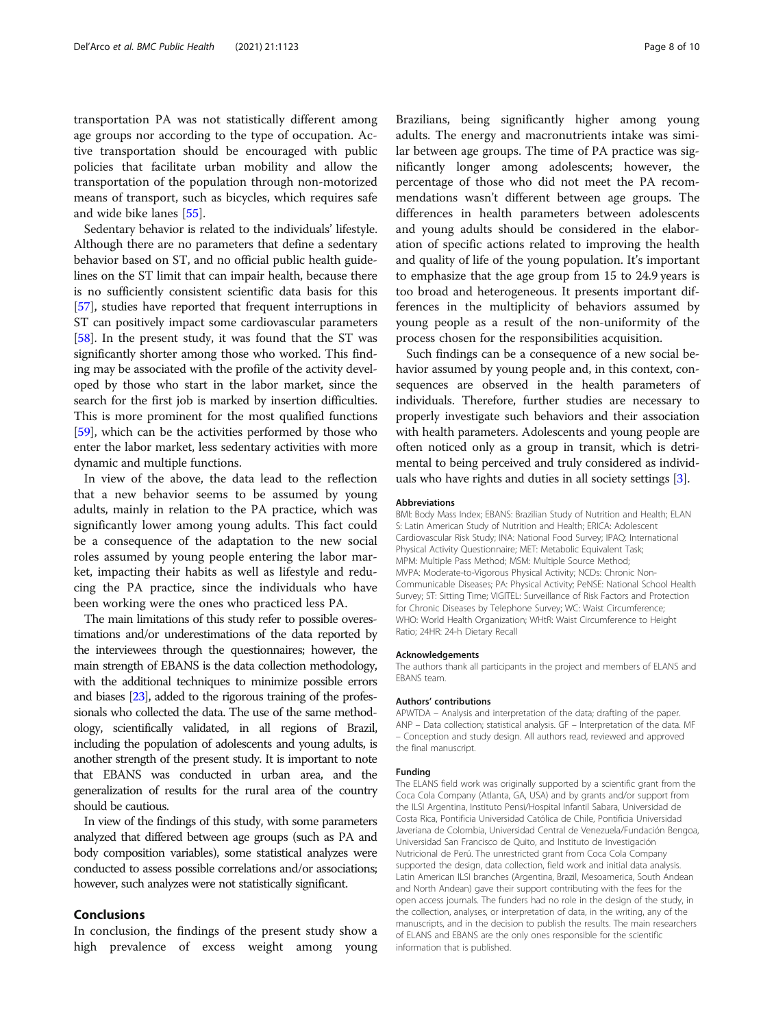transportation PA was not statistically different among age groups nor according to the type of occupation. Active transportation should be encouraged with public policies that facilitate urban mobility and allow the transportation of the population through non-motorized means of transport, such as bicycles, which requires safe and wide bike lanes [55].

Sedentary behavior is related to the individuals' lifestyle. Although there are no parameters that define a sedentary behavior based on ST, and no official public health guidelines on the ST limit that can impair health, because there is no sufficiently consistent scientific data basis for this [57], studies have reported that frequent interruptions in ST can positively impact some cardiovascular parameters [58]. In the present study, it was found that the ST was significantly shorter among those who worked. This finding may be associated with the profile of the activity developed by those who start in the labor market, since the search for the first job is marked by insertion difficulties. This is more prominent for the most qualified functions [59], which can be the activities performed by those who enter the labor market, less sedentary activities with more dynamic and multiple functions.

In view of the above, the data lead to the reflection that a new behavior seems to be assumed by young adults, mainly in relation to the PA practice, which was significantly lower among young adults. This fact could be a consequence of the adaptation to the new social roles assumed by young people entering the labor market, impacting their habits as well as lifestyle and reducing the PA practice, since the individuals who have been working were the ones who practiced less PA.

The main limitations of this study refer to possible overestimations and/or underestimations of the data reported by the interviewees through the questionnaires; however, the main strength of EBANS is the data collection methodology, with the additional techniques to minimize possible errors and biases [23], added to the rigorous training of the professionals who collected the data. The use of the same methodology, scientifically validated, in all regions of Brazil, including the population of adolescents and young adults, is another strength of the present study. It is important to note that EBANS was conducted in urban area, and the generalization of results for the rural area of the country should be cautious.

In view of the findings of this study, with some parameters analyzed that differed between age groups (such as PA and body composition variables), some statistical analyzes were conducted to assess possible correlations and/or associations; however, such analyzes were not statistically significant.

## Conclusions

In conclusion, the findings of the present study show a high prevalence of excess weight among young Brazilians, being significantly higher among young adults. The energy and macronutrients intake was similar between age groups. The time of PA practice was significantly longer among adolescents; however, the percentage of those who did not meet the PA recommendations wasn't different between age groups. The differences in health parameters between adolescents and young adults should be considered in the elaboration of specific actions related to improving the health and quality of life of the young population. It's important to emphasize that the age group from 15 to 24.9 years is too broad and heterogeneous. It presents important differences in the multiplicity of behaviors assumed by young people as a result of the non-uniformity of the process chosen for the responsibilities acquisition.

Such findings can be a consequence of a new social behavior assumed by young people and, in this context, consequences are observed in the health parameters of individuals. Therefore, further studies are necessary to properly investigate such behaviors and their association with health parameters. Adolescents and young people are often noticed only as a group in transit, which is detrimental to being perceived and truly considered as individuals who have rights and duties in all society settings [3].

#### Abbreviations

BMI: Body Mass Index; EBANS: Brazilian Study of Nutrition and Health; ELANS: Latin American Study of Nutrition and Health; ERICA: Adolescent Cardiovascular Risk Study; INA: National Food Survey; IPAQ: International Physical Activity Questionnaire; MET: Metabolic Equivalent Task; MPM: Multiple Pass Method; MSM: Multiple Source Method; MVPA: Moderate-to-Vigorous Physical Activity; NCDs: Chronic Non-Communicable Diseases; PA: Physical Activity; PeNSE: National School Health Survey; ST: Sitting Time; VIGITEL: Surveillance of Risk Factors and Protection for Chronic Diseases by Telephone Survey; WC: Waist Circumference; WHO: World Health Organization; WHtR: Waist Circumference to Height Ratio; 24HR: 24-h Dietary Recall

#### Acknowledgements

The authors thank all participants in the project and members of ELANS and EBANS team.

#### Authors' contributions

APWTDA – Analysis and interpretation of the data; drafting of the paper. ANP – Data collection; statistical analysis. GF – Interpretation of the data. MF – Conception and study design. All authors read, reviewed and approved the final manuscript.

#### Funding

The ELANS field work was originally supported by a scientific grant from the Coca Cola Company (Atlanta, GA, USA) and by grants and/or support from the ILSI Argentina, Instituto Pensi/Hospital Infantil Sabara, Universidad de Costa Rica, Pontificia Universidad Católica de Chile, Pontificia Universidad Javeriana de Colombia, Universidad Central de Venezuela/Fundación Bengoa, Universidad San Francisco de Quito, and Instituto de Investigación Nutricional de Perú. The unrestricted grant from Coca Cola Company supported the design, data collection, field work and initial data analysis. Latin American ILSI branches (Argentina, Brazil, Mesoamerica, South Andean and North Andean) gave their support contributing with the fees for the open access journals. The funders had no role in the design of the study, in the collection, analyses, or interpretation of data, in the writing, any of the manuscripts, and in the decision to publish the results. The main researchers of ELANS and EBANS are the only ones responsible for the scientific information that is published.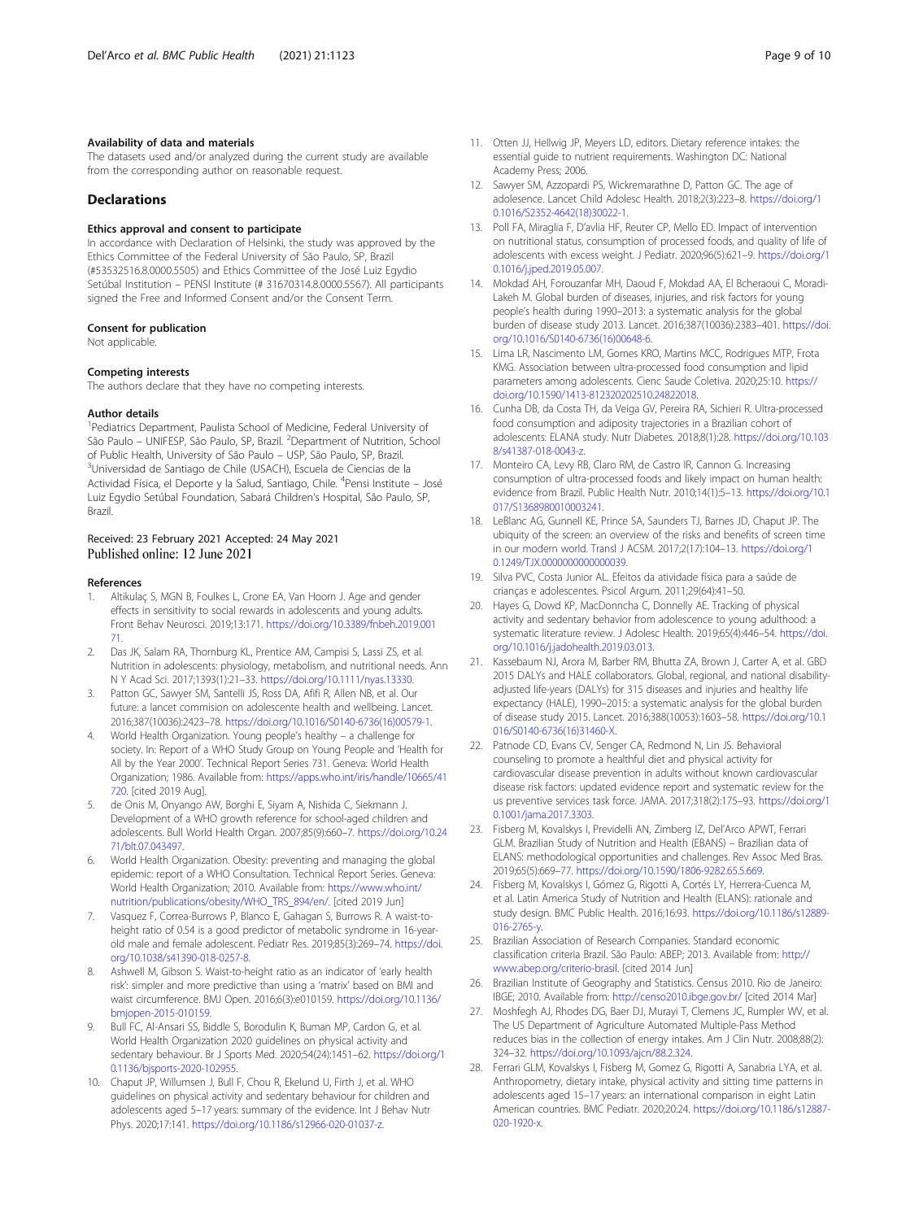### Availability of data and materials

The datasets used and/or analyzed during the current study are available from the corresponding author on reasonable request.

## Declarations

### Ethics approval and consent to participate

In accordance with Declaration of Helsinki, the study was approved by the Ethics Committee of the Federal University of São Paulo, SP, Brazil (#53532516.8.0000.5505) and Ethics Committee of the José Luiz Egydio Setúbal Institution – PENSI Institute (# 31670314.8.0000.5567). All participants signed the Free and Informed Consent and/or the Consent Term.

### Consent for publication

Not applicable.

### Competing interests

The authors declare that they have no competing interests.

### Author details

[1]Pediatrics Department, Paulista School of Medicine, Federal University of São Paulo – UNIFESP, São Paulo, SP, Brazil. [2]Department of Nutrition, School of Public Health, University of São Paulo – USP, São Paulo, SP, Brazil. [3]Universidad de Santiago de Chile (USACH), Escuela de Ciencias de la Actividad Física, el Deporte y la Salud, Santiago, Chile. [4]Pensi Institute – José Luiz Egydio Setúbal Foundation, Sabará Children's Hospital, São Paulo, SP, Brazil.

Received: 23 February 2021 Accepted: 24 May 2021
Published online: 12 June 2021

### References

1. Altikulaç S, MGN B, Foulkes L, Crone EA, Van Hoorn J. Age and gender effects in sensitivity to social rewards in adolescents and young adults. Front Behav Neurosci. 2019;13:171. https://doi.org/10.3389/fnbeh.2019.00171.
2. Das JK, Salam RA, Thornburg KL, Prentice AM, Campisi S, Lassi ZS, et al. Nutrition in adolescents: physiology, metabolism, and nutritional needs. Ann N Y Acad Sci. 2017;1393(1):21–33. https://doi.org/10.1111/nyas.13330.
3. Patton GC, Sawyer SM, Santelli JS, Ross DA, Afifi R, Allen NB, et al. Our future: a lancet commision on adolescente health and wellbeing. Lancet. 2016;387(10036):2423–78. https://doi.org/10.1016/S0140-6736(16)00579-1.
4. World Health Organization. Young people's healthy – a challenge for society. In: Report of a WHO Study Group on Young People and 'Health for All by the Year 2000'. Technical Report Series 731. Geneva: World Health Organization; 1986. Available from: https://apps.who.int/iris/handle/10665/41720. [cited 2019 Aug].
5. de Onis M, Onyango AW, Borghi E, Siyam A, Nishida C, Siekmann J. Development of a WHO growth reference for school-aged children and adolescents. Bull World Health Organ. 2007;85(9):660–7. https://doi.org/10.2471/blt.07.043497.
6. World Health Organization. Obesity: preventing and managing the global epidemic: report of a WHO Consultation. Technical Report Series. Geneva: World Health Organization; 2010. Available from: https://www.who.int/nutrition/publications/obesity/WHO_TRS_894/en/. [cited 2019 Jun]
7. Vasquez F, Correa-Burrows P, Blanco E, Gahagan S, Burrows R. A waist-to-height ratio of 0.54 is a good predictor of metabolic syndrome in 16-year-old male and female adolescent. Pediatr Res. 2019;85(3):269–74. https://doi.org/10.1038/s41390-018-0257-8.
8. Ashwell M, Gibson S. Waist-to-height ratio as an indicator of 'early health risk': simpler and more predictive than using a 'matrix' based on BMI and waist circumference. BMJ Open. 2016;6(3):e010159. https://doi.org/10.1136/bmjopen-2015-010159.
9. Bull FC, Al-Ansari SS, Biddle S, Borodulin K, Buman MP, Cardon G, et al. World Health Organization 2020 guidelines on physical activity and sedentary behaviour. Br J Sports Med. 2020;54(24):1451–62. https://doi.org/10.1136/bjsports-2020-102955.
10. Chaput JP, Willumsen J, Bull F, Chou R, Ekelund U, Firth J, et al. WHO guidelines on physical activity and sedentary behaviour for children and adolescents aged 5–17 years: summary of the evidence. Int J Behav Nutr Phys. 2020;17:141. https://doi.org/10.1186/s12966-020-01037-z.
11. Otten JJ, Hellwig JP, Meyers LD, editors. Dietary reference intakes: the essential guide to nutrient requirements. Washington DC: National Academy Press; 2006.
12. Sawyer SM, Azzopardi PS, Wickremarathne D, Patton GC. The age of adolescence. Lancet Child Adolesc Health. 2018;2(3):223–8. https://doi.org/10.1016/S2352-4642(18)30022-1.
13. Poll FA, Miraglia F, D'avlia HF, Reuter CP, Mello ED. Impact of intervention on nutritional status, consumption of processed foods, and quality of life of adolescents with excess weight. J Pediatr. 2020;96(5):621–9. https://doi.org/10.1016/j.jped.2019.05.007.
14. Mokdad AH, Forouzanfar MH, Daoud F, Mokdad AA, El Bcheraoui C, Moradi-Lakeh M. Global burden of diseases, injuries, and risk factors for young people's health during 1990–2013: a systematic analysis for the global burden of disease study 2013. Lancet. 2016;387(10036):2383–401. https://doi.org/10.1016/S0140-6736(16)00648-6.
15. Lima LR, Nascimento LM, Gomes KRO, Martins MCC, Rodrigues MTP, Frota KMG. Association between ultra-processed food consumption and lipid parameters among adolescents. Cienc Saude Coletiva. 2020;25:10. https://doi.org/10.1590/1413-812320202510.24822018.
16. Cunha DB, da Costa TH, da Veiga GV, Pereira RA, Sichieri R. Ultra-processed food consumption and adiposity trajectories in a Brazilian cohort of adolescents: ELANA study. Nutr Diabetes. 2018;8(1):28. https://doi.org/10.1038/s41387-018-0043-z.
17. Monteiro CA, Levy RB, Claro RM, de Castro IR, Cannon G. Increasing consumption of ultra-processed foods and likely impact on human health: evidence from Brazil. Public Health Nutr. 2010;14(1):5–13. https://doi.org/10.1017/S1368980010003241.
18. LeBlanc AG, Gunnell KE, Prince SA, Saunders TJ, Barnes JD, Chaput JP. The ubiquity of the screen: an overview of the risks and benefits of screen time in our modern world. Transl J ACSM. 2017;2(17):104–13. https://doi.org/10.1249/TJX.0000000000000039.
19. Silva PVC, Costa Junior AL. Efeitos da atividade física para a saúde de crianças e adolescentes. Psicol Argum. 2011;29(64):41–50.
20. Hayes G, Dowd KP, MacDonncha C, Donnelly AE. Tracking of physical activity and sedentary behavior from adolescence to young adulthood: a systematic literature review. J Adolesc Health. 2019;65(4):446–54. https://doi.org/10.1016/j.jadohealth.2019.03.013.
21. Kassebaum NJ, Arora M, Barber RM, Bhutta ZA, Brown J, Carter A, et al. GBD 2015 DALYs and HALE collaborators. Global, regional, and national disability-adjusted life-years (DALYs) for 315 diseases and injuries and healthy life expectancy (HALE), 1990–2015: a systematic analysis for the global burden of disease study 2015. Lancet. 2016;388(10053):1603–58. https://doi.org/10.1016/S0140-6736(16)31460-X.
22. Patnode CD, Evans CV, Senger CA, Redmond N, Lin JS. Behavioral counseling to promote a healthful diet and physical activity for cardiovascular disease prevention in adults without known cardiovascular disease risk factors: updated evidence report and systematic review for the us preventive services task force. JAMA. 2017;318(2):175–93. https://doi.org/10.1001/jama.2017.3303.
23. Fisberg M, Kovalskys I, Previdelli AN, Zimberg IZ, Del'Arco APWT, Ferrari GLM. Brazilian Study of Nutrition and Health (EBANS) – Brazilian data of ELANS: methodological opportunities and challenges. Rev Assoc Med Bras. 2019;65(5):669–77. https://doi.org/10.1590/1806-9282.65.5.669.
24. Fisberg M, Kovalskys I, Gómez G, Rigotti A, Cortés LY, Herrera-Cuenca M, et al. Latin America Study of Nutrition and Health (ELANS): rationale and study design. BMC Public Health. 2016;16:93. https://doi.org/10.1186/s12889-016-2765-y.
25. Brazilian Association of Research Companies. Standard economic classification criteria Brazil. São Paulo: ABEP; 2013. Available from: http://www.abep.org/criterio-brasil. [cited 2014 Jun]
26. Brazilian Institute of Geography and Statistics. Census 2010. Rio de Janeiro: IBGE; 2010. Available from: http://censo2010.ibge.gov.br/ [cited 2014 Mar]
27. Moshfegh AJ, Rhodes DG, Baer DJ, Murayi T, Clemens JC, Rumpler WV, et al. The US Department of Agriculture Automated Multiple-Pass Method reduces bias in the collection of energy intakes. Am J Clin Nutr. 2008;88(2):324–32. https://doi.org/10.1093/ajcn/88.2.324.
28. Ferrari GLM, Kovalskys I, Fisberg M, Gomez G, Rigotti A, Sanabria LYA, et al. Anthropometry, dietary intake, physical activity and sitting time patterns in adolescents aged 15–17 years: an international comparison in eight Latin American countries. BMC Pediatr. 2020;20:24. https://doi.org/10.1186/s12887-020-1920-x.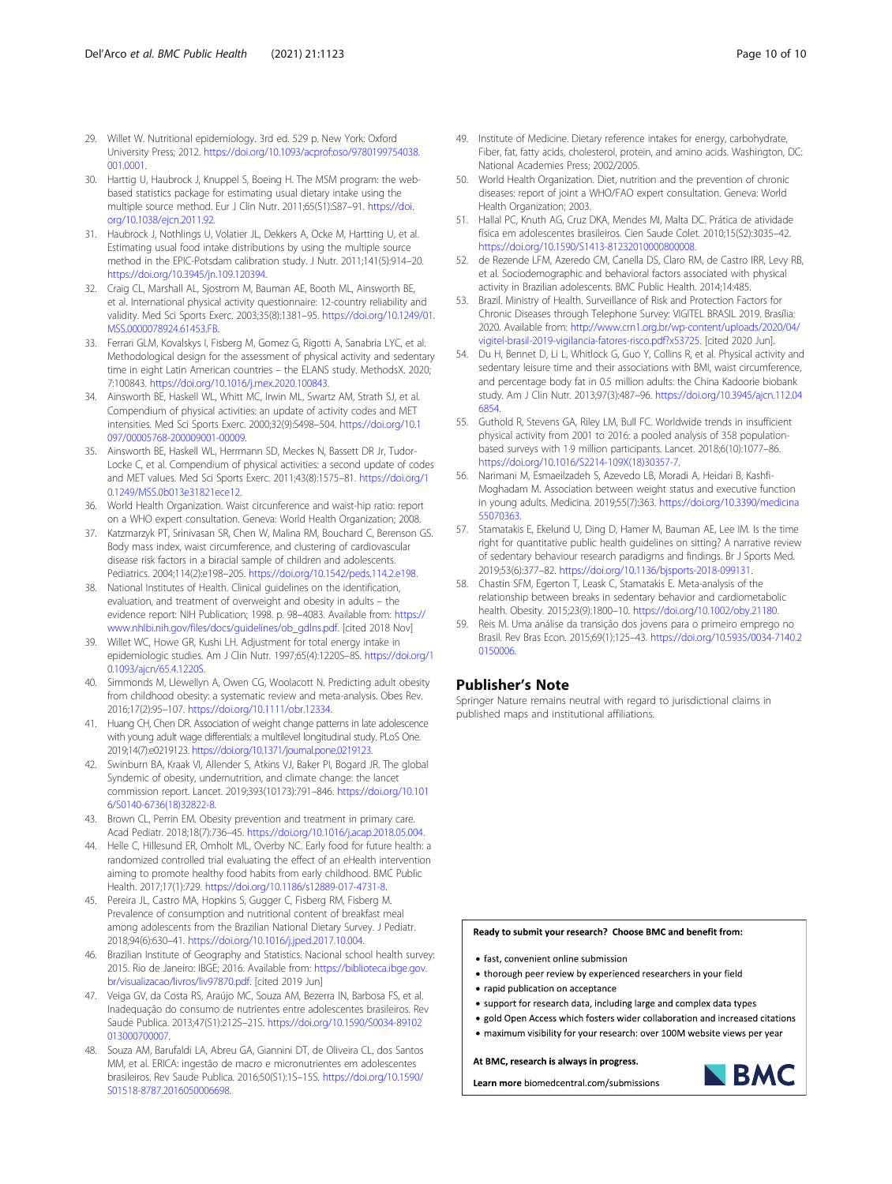29. Willet W. Nutritional epidemiology. 3rd ed. 529 p. New York: Oxford University Press; 2012. https://doi.org/10.1093/acprof:oso/9780199754038.001.0001.
30. Harttig U, Haubrock J, Knuppel S, Boeing H. The MSM program: the web-based statistics package for estimating usual dietary intake using the multiple source method. Eur J Clin Nutr. 2011;65(S1):S87–91. https://doi.org/10.1038/ejcn.2011.92.
31. Haubrock J, Nothlings U, Volatier JL, Dekkers A, Ocke M, Harttig U, et al. Estimating usual food intake distributions by using the multiple source method in the EPIC-Potsdam calibration study. J Nutr. 2011;141(5):914–20. https://doi.org/10.3945/jn.109.120394.
32. Craig CL, Marshall AL, Sjostrom M, Bauman AE, Booth ML, Ainsworth BE, et al. International physical activity questionnaire: 12-country reliability and validity. Med Sci Sports Exerc. 2003;35(8):1381–95. https://doi.org/10.1249/01.MSS.0000078924.61453.FB.
33. Ferrari GLM, Kovalskys I, Fisberg M, Gomez G, Rigotti A, Sanabria LYC, et al. Methodological design for the assessment of physical activity and sedentary time in eight Latin American countries – the ELANS study. MethodsX. 2020;7:100843. https://doi.org/10.1016/j.mex.2020.100843.
34. Ainsworth BE, Haskell WL, Whitt MC, Irwin ML, Swartz AM, Strath SJ, et al. Compendium of physical activities: an update of activity codes and MET intensities. Med Sci Sports Exerc. 2000;32(9):S498–504. https://doi.org/10.1097/00005768-200009001-00009.
35. Ainsworth BE, Haskell WL, Herrmann SD, Meckes N, Bassett DR Jr, Tudor-Locke C, et al. Compendium of physical activities: a second update of codes and MET values. Med Sci Sports Exerc. 2011;43(8):1575–81. https://doi.org/10.1249/MSS.0b013e31821ece12.
36. World Health Organization. Waist circumference and waist-hip ratio: report on a WHO expert consultation. Geneva: World Health Organization; 2008.
37. Katzmarzyk PT, Srinivasan SR, Chen W, Malina RM, Bouchard C, Berenson GS. Body mass index, waist circumference, and clustering of cardiovascular disease risk factors in a biracial sample of children and adolescents. Pediatrics. 2004;114(2):e198–205. https://doi.org/10.1542/peds.114.2.e198.
38. National Institutes of Health. Clinical guidelines on the identification, evaluation, and treatment of overweight and obesity in adults – the evidence report: NIH Publication; 1998. p. 98–4083. Available from: https://www.nhlbi.nih.gov/files/docs/guidelines/ob_gdlns.pdf. [cited 2018 Nov]
39. Willet WC, Howe GR, Kushi LH. Adjustment for total energy intake in epidemiologic studies. Am J Clin Nutr. 1997;65(4):1220S–8S. https://doi.org/10.1093/ajcn/65.4.1220S.
40. Simmonds M, Llewellyn A, Owen CG, Woolacott N. Predicting adult obesity from childhood obesity: a systematic review and meta-analysis. Obes Rev. 2016;17(2):95–107. https://doi.org/10.1111/obr.12334.
41. Huang CH, Chen DR. Association of weight change patterns in late adolescence with young adult wage differentials: a multilevel longitudinal study. PLoS One. 2019;14(7):e0219123. https://doi.org/10.1371/journal.pone.0219123.
42. Swinburn BA, Kraak VI, Allender S, Atkins VJ, Baker PI, Bogard JR. The global Syndemic of obesity, undernutrition, and climate change: the lancet commission report. Lancet. 2019;393(10173):791–846. https://doi.org/10.1016/S0140-6736(18)32822-8.
43. Brown CL, Perrin EM. Obesity prevention and treatment in primary care. Acad Pediatr. 2018;18(7):736–45. https://doi.org/10.1016/j.acap.2018.05.004.
44. Helle C, Hillesund ER, Omholt ML, Overby NC. Early food for future health: a randomized controlled trial evaluating the effect of an eHealth intervention aiming to promote healthy food habits from early childhood. BMC Public Health. 2017;17(1):729. https://doi.org/10.1186/s12889-017-4731-8.
45. Pereira JL, Castro MA, Hopkins S, Gugger C, Fisberg RM, Fisberg M. Prevalence of consumption and nutritional content of breakfast meal among adolescents from the Brazilian National Dietary Survey. J Pediatr. 2018;94(6):630–41. https://doi.org/10.1016/j.jped.2017.10.004.
46. Brazilian Institute of Geography and Statistics. Nacional school health survey: 2015. Rio de Janeiro: IBGE; 2016. Available from: https://biblioteca.ibge.gov.br/visualizacao/livros/liv97870.pdf. [cited 2019 Jun]
47. Veiga GV, da Costa RS, Araújo MC, Souza AM, Bezerra IN, Barbosa FS, et al. Inadequação do consumo de nutrientes entre adolescentes brasileiros. Rev Saude Publica. 2013;47(S1):212S–21S. https://doi.org/10.1590/S0034-89102013000700007.
48. Souza AM, Barufaldi LA, Abreu GA, Giannini DT, de Oliveira CL, dos Santos MM, et al. ERICA: ingestão de macro e micronutrientes em adolescentes brasileiros. Rev Saude Publica. 2016;50(S1):1S–15S. https://doi.org/10.1590/S01518-8787.2016050006698.
49. Institute of Medicine. Dietary reference intakes for energy, carbohydrate, Fiber, fat, fatty acids, cholesterol, protein, and amino acids. Washington, DC: National Academies Press; 2002/2005.
50. World Health Organization. Diet, nutrition and the prevention of chronic diseases: report of joint a WHO/FAO expert consultation. Geneva: World Health Organization; 2003.
51. Hallal PC, Knuth AG, Cruz DKA, Mendes MI, Malta DC. Prática de atividade física em adolescentes brasileiros. Cien Saude Colet. 2010;15(S2):3035–42. https://doi.org/10.1590/S1413-81232010000800008.
52. de Rezende LFM, Azeredo CM, Canella DS, Claro RM, de Castro IRR, Levy RB, et al. Sociodemographic and behavioral factors associated with physical activity in Brazilian adolescents. BMC Public Health. 2014;14:485.
53. Brazil. Ministry of Health. Surveillance of Risk and Protection Factors for Chronic Diseases through Telephone Survey: VIGITEL BRASIL 2019. Brasília: 2020. Available from: http://www.crn1.org.br/wp-content/uploads/2020/04/vigitel-brasil-2019-vigilancia-fatores-risco.pdf?x53725. [cited 2020 Jun].
54. Du H, Bennet D, Li L, Whitlock G, Guo Y, Collins R, et al. Physical activity and sedentary leisure time and their associations with BMI, waist circumference, and percentage body fat in 0.5 million adults: the China Kadoorie biobank study. Am J Clin Nutr. 2013;97(3):487–96. https://doi.org/10.3945/ajcn.112.046854.
55. Guthold R, Stevens GA, Riley LM, Bull FC. Worldwide trends in insufficient physical activity from 2001 to 2016: a pooled analysis of 358 population-based surveys with 1·9 million participants. Lancet. 2018;6(10):1077–86. https://doi.org/10.1016/S2214-109X(18)30357-7.
56. Narimani M, Esmaeilzadeh S, Azevedo LB, Moradi A, Heidari B, Kashfi-Moghadam M. Association between weight status and executive function in young adults. Medicina. 2019;55(7):363. https://doi.org/10.3390/medicina55070363.
57. Stamatakis E, Ekelund U, Ding D, Hamer M, Bauman AE, Lee IM. Is the time right for quantitative public health guidelines on sitting? A narrative review of sedentary behaviour research paradigms and findings. Br J Sports Med. 2019;53(6):377–82. https://doi.org/10.1136/bjsports-2018-099131.
58. Chastin SFM, Egerton T, Leask C, Stamatakis E. Meta-analysis of the relationship between breaks in sedentary behavior and cardiometabolic health. Obesity. 2015;23(9):1800–10. https://doi.org/10.1002/oby.21180.
59. Reis M. Uma análise da transição dos jovens para o primeiro emprego no Brasil. Rev Bras Econ. 2015;69(1):125–43. https://doi.org/10.5935/0034-7140.20150006.

## Publisher's Note

Springer Nature remains neutral with regard to jurisdictional claims in published maps and institutional affiliations.

**Ready to submit your research? Choose BMC and benefit from:**

- fast, convenient online submission
- thorough peer review by experienced researchers in your field
- rapid publication on acceptance
- support for research data, including large and complex data types
- gold Open Access which fosters wider collaboration and increased citations
- maximum visibility for your research: over 100M website views per year

**At BMC, research is always in progress.**

**Learn more** biomedcentral.com/submissions

BMC